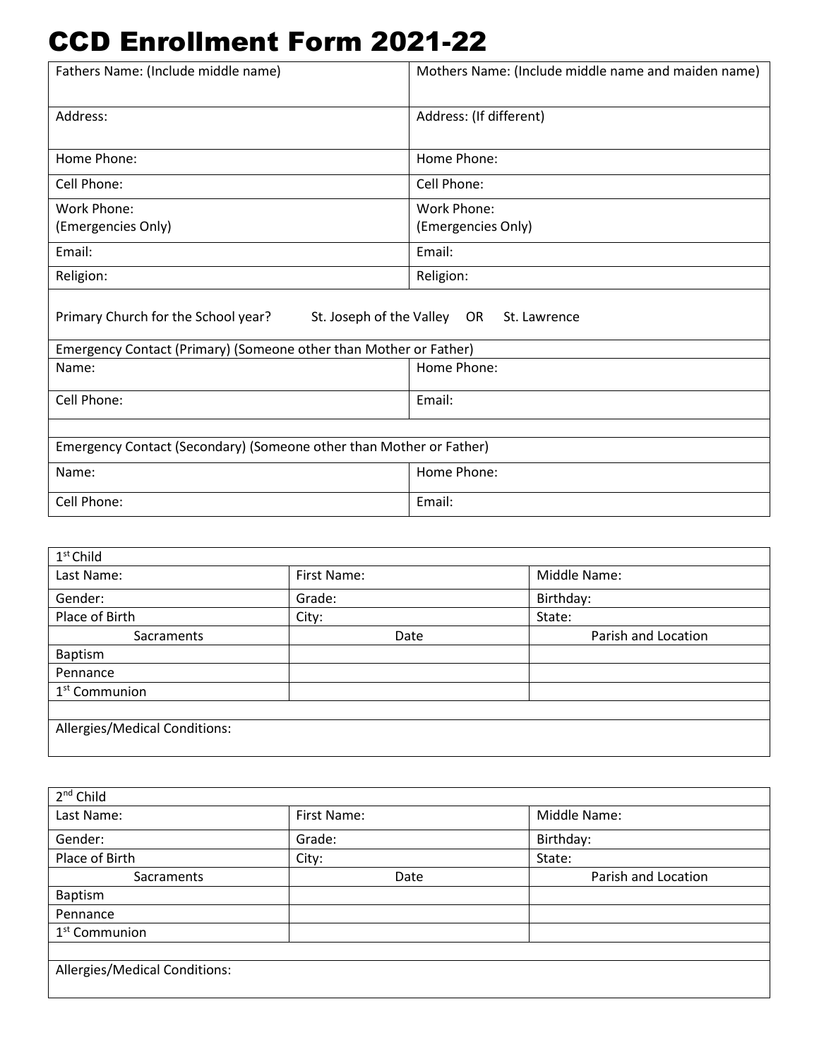# CCD Enrollment Form 2021-22

| Fathers Name: (Include middle name) | Mothers Name: (Include middle name and maiden name) |
|---|---|
| Address: | Address: (If different) |
| Home Phone: | Home Phone: |
| Cell Phone: | Cell Phone: |
| Work Phone: (Emergencies Only) | Work Phone: (Emergencies Only) |
| Email: | Email: |
| Religion: | Religion: |
| Primary Church for the School year? St. Joseph of the Valley OR St. Lawrence | |
| Emergency Contact (Primary) (Someone other than Mother or Father) | |
| Name: | Home Phone: |
| Cell Phone: | Email: |
| | |
| Emergency Contact (Secondary) (Someone other than Mother or Father) | |
| Name: | Home Phone: |
| Cell Phone: | Email: |

| 1st Child | | |
|---|---|---|
| Last Name: | First Name: | Middle Name: |
| Gender: | Grade: | Birthday: |
| Place of Birth | City: | State: |
| Sacraments | Date | Parish and Location |
| Baptism | | |
| Pennance | | |
| 1st Communion | | |
| | | |
| Allergies/Medical Conditions: | | |

| 2nd Child | | |
|---|---|---|
| Last Name: | First Name: | Middle Name: |
| Gender: | Grade: | Birthday: |
| Place of Birth | City: | State: |
| Sacraments | Date | Parish and Location |
| Baptism | | |
| Pennance | | |
| 1st Communion | | |
| | | |
| Allergies/Medical Conditions: | | |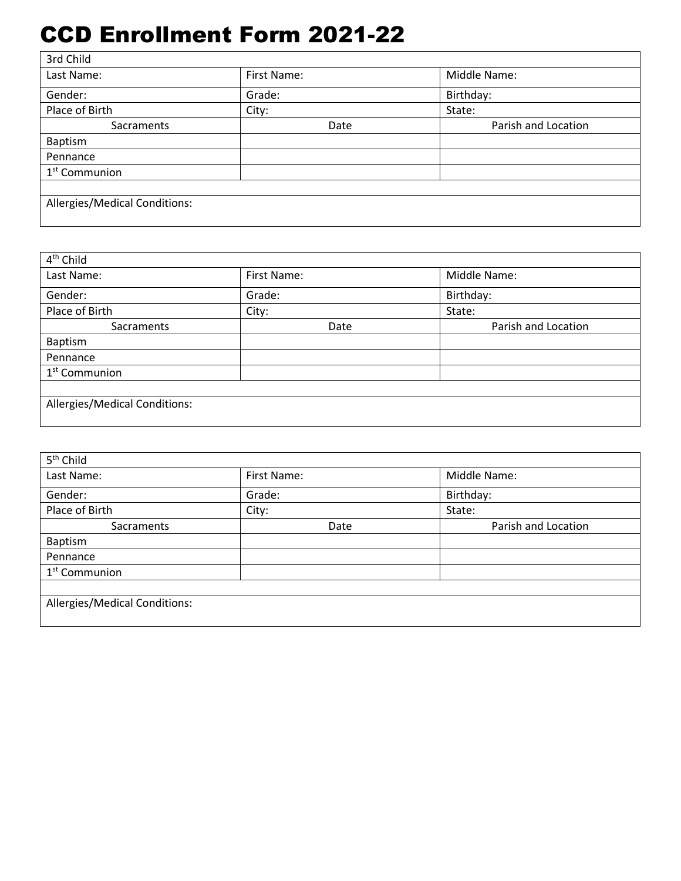# CCD Enrollment Form 2021-22

| 3rd Child | | |
|---|---|---|
| Last Name: | First Name: | Middle Name: |
| Gender: | Grade: | Birthday: |
| Place of Birth | City: | State: |
| Sacraments | Date | Parish and Location |
| Baptism | | |
| Pennance | | |
| 1st Communion | | |
| | | |
| Allergies/Medical Conditions: | | |

| 4th Child | | |
|---|---|---|
| Last Name: | First Name: | Middle Name: |
| Gender: | Grade: | Birthday: |
| Place of Birth | City: | State: |
| Sacraments | Date | Parish and Location |
| Baptism | | |
| Pennance | | |
| 1st Communion | | |
| | | |
| Allergies/Medical Conditions: | | |

| 5th Child | | |
|---|---|---|
| Last Name: | First Name: | Middle Name: |
| Gender: | Grade: | Birthday: |
| Place of Birth | City: | State: |
| Sacraments | Date | Parish and Location |
| Baptism | | |
| Pennance | | |
| 1st Communion | | |
| | | |
| Allergies/Medical Conditions: | | |